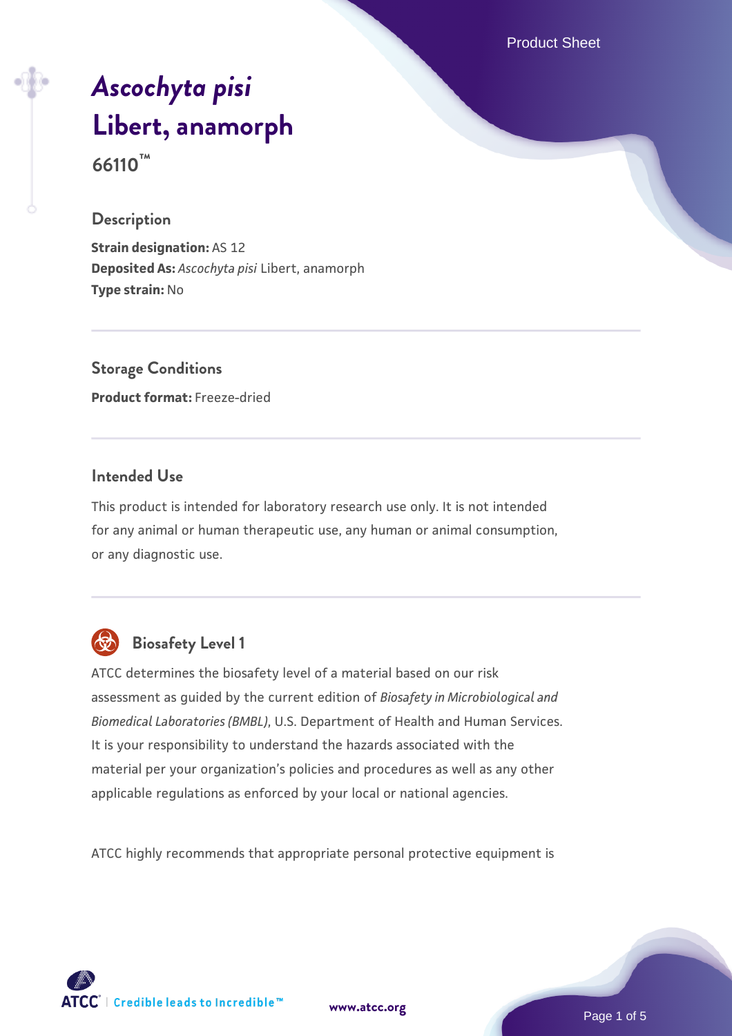# *Ascochyta pisi* Libert, anamorph

**66110™**

## Description

**Strain designation:** AS 12
**Deposited As:** *Ascochyta pisi* Libert, anamorph
**Type strain:** No

## Storage Conditions

**Product format:** Freeze-dried

## Intended Use

This product is intended for laboratory research use only. It is not intended for any animal or human therapeutic use, any human or animal consumption, or any diagnostic use.

## Biosafety Level 1

ATCC determines the biosafety level of a material based on our risk assessment as guided by the current edition of *Biosafety in Microbiological and Biomedical Laboratories (BMBL)*, U.S. Department of Health and Human Services. It is your responsibility to understand the hazards associated with the material per your organization's policies and procedures as well as any other applicable regulations as enforced by your local or national agencies.

ATCC highly recommends that appropriate personal protective equipment is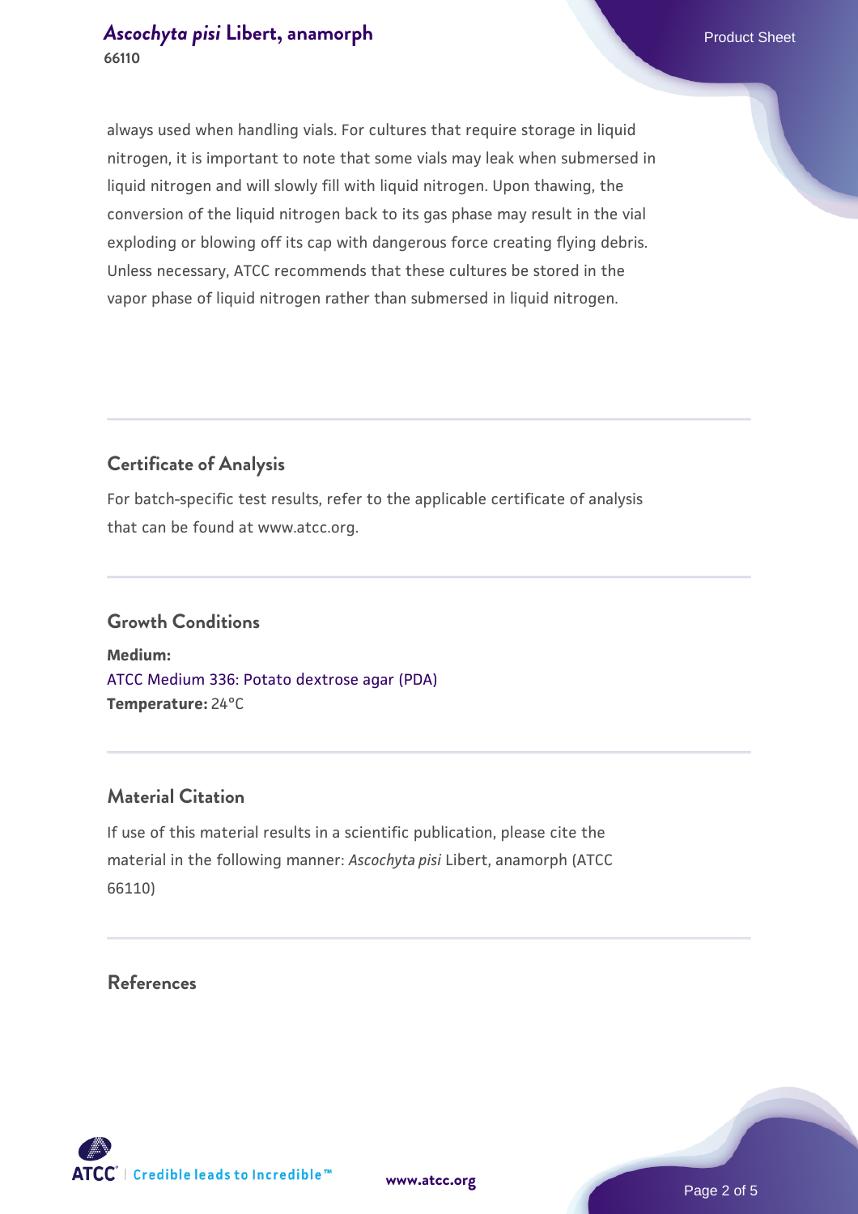always used when handling vials. For cultures that require storage in liquid nitrogen, it is important to note that some vials may leak when submersed in liquid nitrogen and will slowly fill with liquid nitrogen. Upon thawing, the conversion of the liquid nitrogen back to its gas phase may result in the vial exploding or blowing off its cap with dangerous force creating flying debris. Unless necessary, ATCC recommends that these cultures be stored in the vapor phase of liquid nitrogen rather than submersed in liquid nitrogen.

## Certificate of Analysis

For batch-specific test results, refer to the applicable certificate of analysis that can be found at www.atcc.org.

## Growth Conditions

**Medium:**
ATCC Medium 336: Potato dextrose agar (PDA)
**Temperature:** 24°C

## Material Citation

If use of this material results in a scientific publication, please cite the material in the following manner: *Ascochyta pisi* Libert, anamorph (ATCC 66110)

## References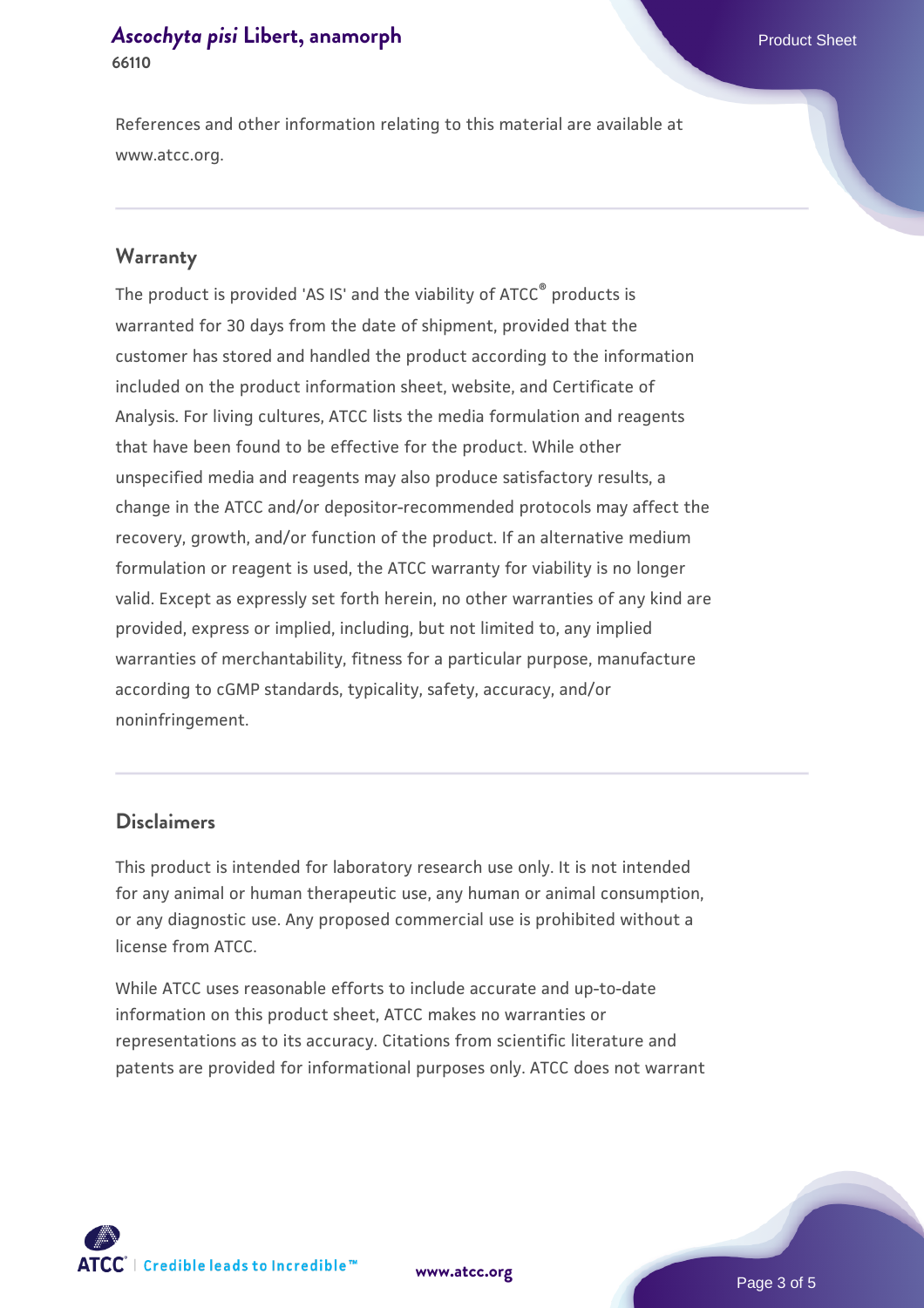References and other information relating to this material are available at www.atcc.org.

## Warranty

The product is provided 'AS IS' and the viability of ATCC® products is warranted for 30 days from the date of shipment, provided that the customer has stored and handled the product according to the information included on the product information sheet, website, and Certificate of Analysis. For living cultures, ATCC lists the media formulation and reagents that have been found to be effective for the product. While other unspecified media and reagents may also produce satisfactory results, a change in the ATCC and/or depositor-recommended protocols may affect the recovery, growth, and/or function of the product. If an alternative medium formulation or reagent is used, the ATCC warranty for viability is no longer valid. Except as expressly set forth herein, no other warranties of any kind are provided, express or implied, including, but not limited to, any implied warranties of merchantability, fitness for a particular purpose, manufacture according to cGMP standards, typicality, safety, accuracy, and/or noninfringement.

## Disclaimers

This product is intended for laboratory research use only. It is not intended for any animal or human therapeutic use, any human or animal consumption, or any diagnostic use. Any proposed commercial use is prohibited without a license from ATCC.

While ATCC uses reasonable efforts to include accurate and up-to-date information on this product sheet, ATCC makes no warranties or representations as to its accuracy. Citations from scientific literature and patents are provided for informational purposes only. ATCC does not warrant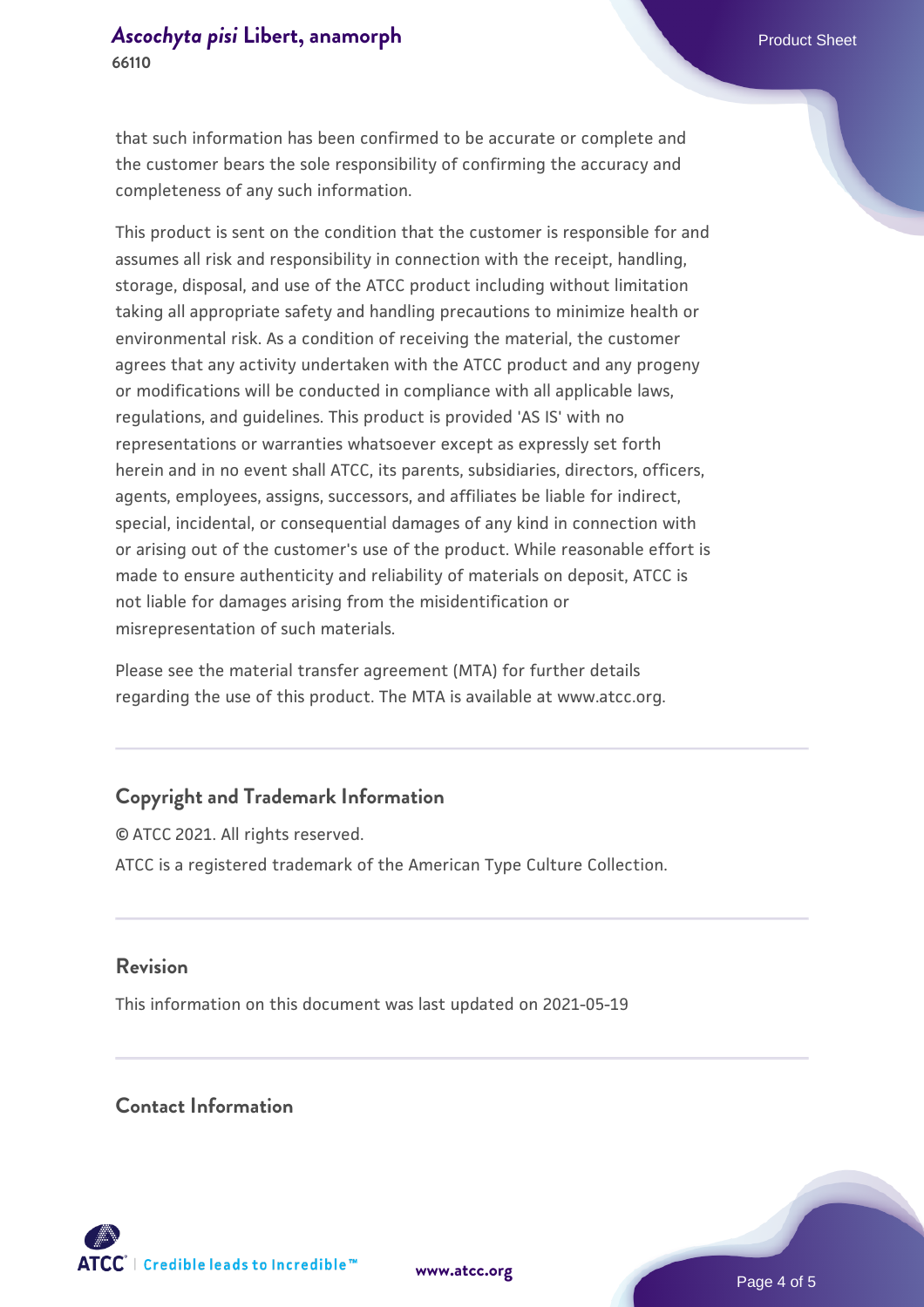that such information has been confirmed to be accurate or complete and the customer bears the sole responsibility of confirming the accuracy and completeness of any such information.

This product is sent on the condition that the customer is responsible for and assumes all risk and responsibility in connection with the receipt, handling, storage, disposal, and use of the ATCC product including without limitation taking all appropriate safety and handling precautions to minimize health or environmental risk. As a condition of receiving the material, the customer agrees that any activity undertaken with the ATCC product and any progeny or modifications will be conducted in compliance with all applicable laws, regulations, and guidelines. This product is provided 'AS IS' with no representations or warranties whatsoever except as expressly set forth herein and in no event shall ATCC, its parents, subsidiaries, directors, officers, agents, employees, assigns, successors, and affiliates be liable for indirect, special, incidental, or consequential damages of any kind in connection with or arising out of the customer's use of the product. While reasonable effort is made to ensure authenticity and reliability of materials on deposit, ATCC is not liable for damages arising from the misidentification or misrepresentation of such materials.

Please see the material transfer agreement (MTA) for further details regarding the use of this product. The MTA is available at www.atcc.org.

## Copyright and Trademark Information

© ATCC 2021. All rights reserved.

ATCC is a registered trademark of the American Type Culture Collection.

## Revision

This information on this document was last updated on 2021-05-19

## Contact Information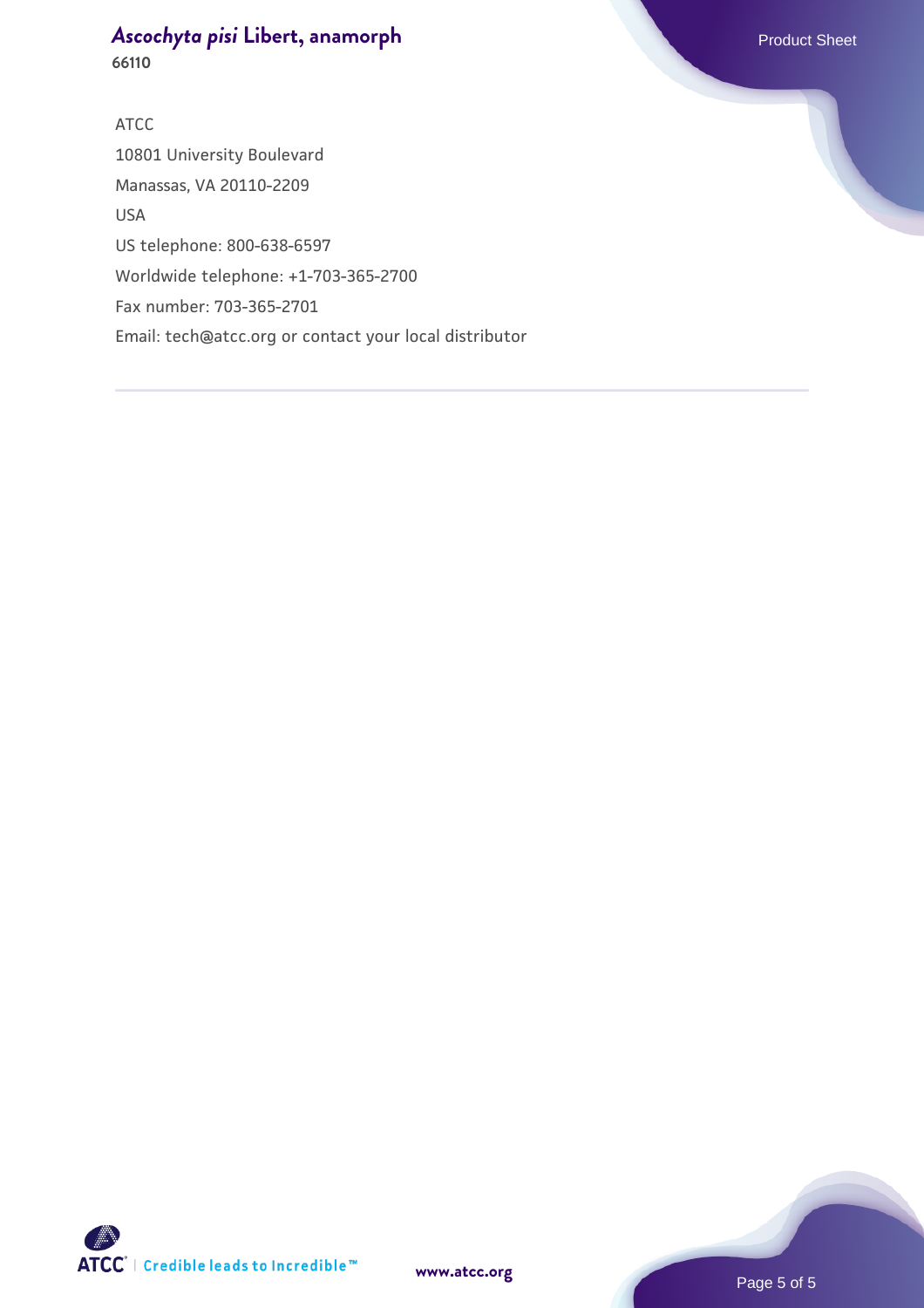ATCC

10801 University Boulevard

Manassas, VA 20110-2209

USA

US telephone: 800-638-6597

Worldwide telephone: +1-703-365-2700

Fax number: 703-365-2701

Email: tech@atcc.org or contact your local distributor